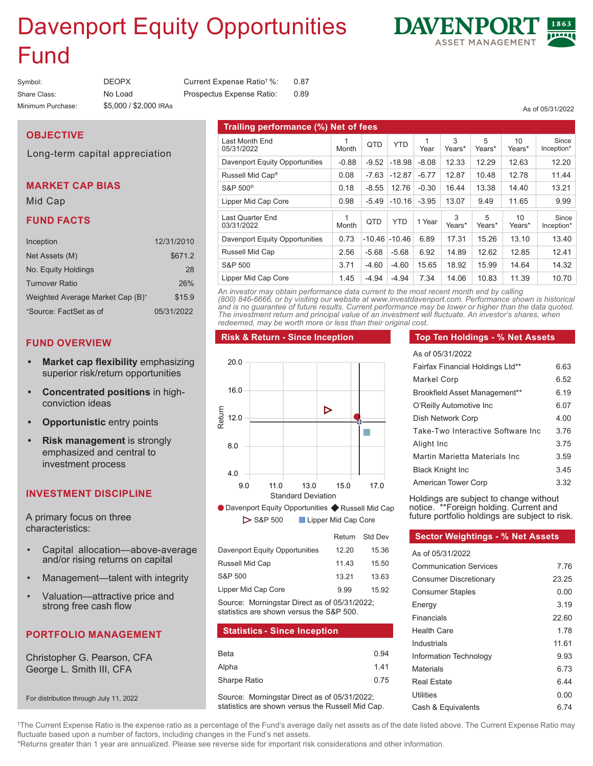# Davenport Equity Opportunities Fund

DAVENPORT ASSET MANAGEMENT 1863

| | | | |
|---|---|---|---|
| Symbol: | DEOPX | Current Expense Ratio† %: | 0.87 |
| Share Class: | No Load | Prospectus Expense Ratio: | 0.89 |
| Minimum Purchase: | $5,000 / $2,000 IRAs | | |

As of 05/31/2022

## OBJECTIVE

Long-term capital appreciation

## MARKET CAP BIAS

Mid Cap

## FUND FACTS

| | |
|---|---|
| Inception | 12/31/2010 |
| Net Assets (M) | $671.2 |
| No. Equity Holdings | 28 |
| Turnover Ratio | 26% |
| Weighted Average Market Cap (B)⁺ | $15.9 |
| ⁺Source: FactSet as of | 05/31/2022 |

## FUND OVERVIEW

- **Market cap flexibility** emphasizing superior risk/return opportunities
- **Concentrated positions** in high-conviction ideas
- **Opportunistic** entry points
- **Risk management** is strongly emphasized and central to investment process

## INVESTMENT DISCIPLINE

A primary focus on three characteristics:

- Capital allocation—above-average and/or rising returns on capital
- Management—talent with integrity
- Valuation—attractive price and strong free cash flow

## PORTFOLIO MANAGEMENT

Christopher G. Pearson, CFA
George L. Smith III, CFA

For distribution through July 11, 2022

## Trailing performance (%) Net of fees

| Last Month End 05/31/2022 | 1 Month | QTD | YTD | 1 Year | 3 Years* | 5 Years* | 10 Years* | Since Inception* |
|---|---|---|---|---|---|---|---|---|
| Davenport Equity Opportunities | -0.88 | -9.52 | -18.98 | -8.08 | 12.33 | 12.29 | 12.63 | 12.20 |
| Russell Mid Cap® | 0.08 | -7.63 | -12.87 | -6.77 | 12.87 | 10.48 | 12.78 | 11.44 |
| S&P 500® | 0.18 | -8.55 | 12.76 | -0.30 | 16.44 | 13.38 | 14.40 | 13.21 |
| Lipper Mid Cap Core | 0.98 | -5.49 | -10.16 | -3.95 | 13.07 | 9.49 | 11.65 | 9.99 |

| Last Quarter End 03/31/2022 | 1 Month | QTD | YTD | 1 Year | 3 Years* | 5 Years* | 10 Years* | Since Inception* |
|---|---|---|---|---|---|---|---|---|
| Davenport Equity Opportunities | 0.73 | -10.46 | -10.46 | 6.89 | 17.31 | 15.26 | 13.10 | 13.40 |
| Russell Mid Cap | 2.56 | -5.68 | -5.68 | 6.92 | 14.89 | 12.62 | 12.85 | 12.41 |
| S&P 500 | 3.71 | -4.60 | -4.60 | 15.65 | 18.92 | 15.99 | 14.64 | 14.32 |
| Lipper Mid Cap Core | 1.45 | -4.94 | -4.94 | 7.34 | 14.06 | 10.83 | 11.39 | 10.70 |

*An investor may obtain performance data current to the most recent month end by calling (800) 846-6666, or by visiting our website at www.investdavenport.com. Performance shown is historical and is no guarantee of future results. Current performance may be lower or higher than the data quoted. The investment return and principal value of an investment will fluctuate. An investor's shares, when redeemed, may be worth more or less than their original cost.*

## Risk & Return - Since Inception

Return (4.0–20.0) vs. Standard Deviation (9.0–17.0)

● Davenport Equity Opportunities ◆ Russell Mid Cap ▷ S&P 500 ■ Lipper Mid Cap Core

| | Return | Std Dev |
|---|---|---|
| Davenport Equity Opportunities | 12.20 | 15.36 |
| Russell Mid Cap | 11.43 | 15.50 |
| S&P 500 | 13.21 | 13.63 |
| Lipper Mid Cap Core | 9.99 | 15.92 |

Source: Morningstar Direct as of 05/31/2022; statistics are shown versus the S&P 500.

## Statistics - Since Inception

| | |
|---|---|
| Beta | 0.94 |
| Alpha | 1.41 |
| Sharpe Ratio | 0.75 |

Source: Morningstar Direct as of 05/31/2022; statistics are shown versus the Russell Mid Cap.

## Top Ten Holdings - % Net Assets

As of 05/31/2022

| | |
|---|---|
| Fairfax Financial Holdings Ltd** | 6.63 |
| Markel Corp | 6.52 |
| Brookfield Asset Management** | 6.19 |
| O'Reilly Automotive Inc | 6.07 |
| Dish Network Corp | 4.00 |
| Take-Two Interactive Software Inc | 3.76 |
| Alight Inc | 3.75 |
| Martin Marietta Materials Inc | 3.59 |
| Black Knight Inc | 3.45 |
| American Tower Corp | 3.32 |

Holdings are subject to change without notice. **Foreign holding. Current and future portfolio holdings are subject to risk.

## Sector Weightings - % Net Assets

As of 05/31/2022

| | |
|---|---|
| Communication Services | 7.76 |
| Consumer Discretionary | 23.25 |
| Consumer Staples | 0.00 |
| Energy | 3.19 |
| Financials | 22.60 |
| Health Care | 1.78 |
| Industrials | 11.61 |
| Information Technology | 9.93 |
| Materials | 6.73 |
| Real Estate | 6.44 |
| Utilities | 0.00 |
| Cash & Equivalents | 6.74 |

†The Current Expense Ratio is the expense ratio as a percentage of the Fund's average daily net assets as of the date listed above. The Current Expense Ratio may fluctuate based upon a number of factors, including changes in the Fund's net assets.
*Returns greater than 1 year are annualized. Please see reverse side for important risk considerations and other information.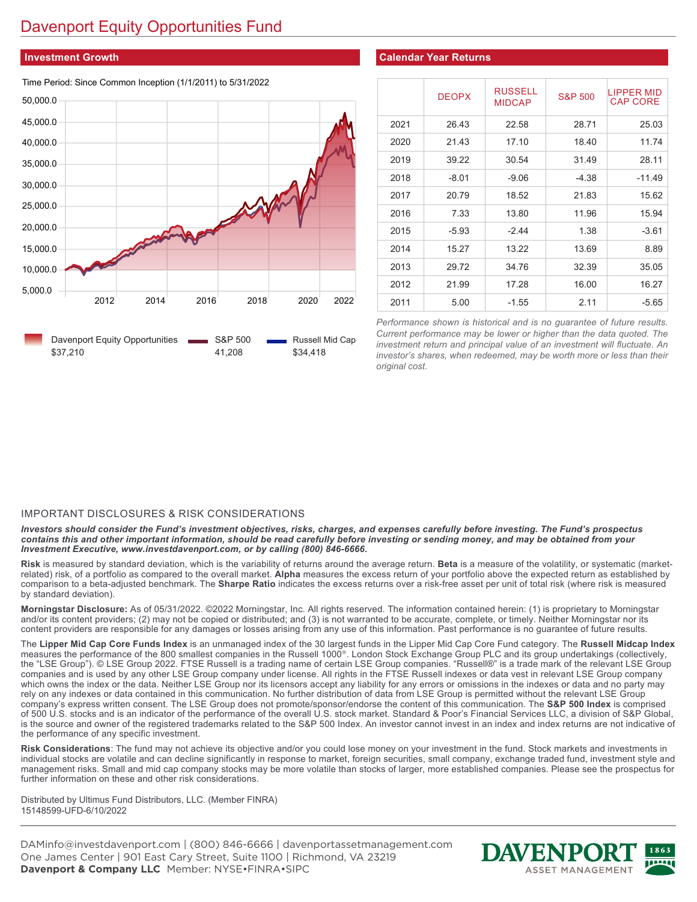# Davenport Equity Opportunities Fund

## Investment Growth

Time Period: Since Common Inception (1/1/2011) to 5/31/2022

50,000.0
45,000.0
40,000.0
35,000.0
30,000.0
25,000.0
20,000.0
15,000.0
10,000.0
5,000.0

2012 2014 2016 2018 2020 2022

Davenport Equity Opportunities $37,210
S&P 500 41,208
Russell Mid Cap $34,418

## Calendar Year Returns

| | DEOPX | RUSSELL MIDCAP | S&P 500 | LIPPER MID CAP CORE |
|---|---|---|---|---|
| 2021 | 26.43 | 22.58 | 28.71 | 25.03 |
| 2020 | 21.43 | 17.10 | 18.40 | 11.74 |
| 2019 | 39.22 | 30.54 | 31.49 | 28.11 |
| 2018 | -8.01 | -9.06 | -4.38 | -11.49 |
| 2017 | 20.79 | 18.52 | 21.83 | 15.62 |
| 2016 | 7.33 | 13.80 | 11.96 | 15.94 |
| 2015 | -5.93 | -2.44 | 1.38 | -3.61 |
| 2014 | 15.27 | 13.22 | 13.69 | 8.89 |
| 2013 | 29.72 | 34.76 | 32.39 | 35.05 |
| 2012 | 21.99 | 17.28 | 16.00 | 16.27 |
| 2011 | 5.00 | -1.55 | 2.11 | -5.65 |

*Performance shown is historical and is no guarantee of future results. Current performance may be lower or higher than the data quoted. The investment return and principal value of an investment will fluctuate. An investor's shares, when redeemed, may be worth more or less than their original cost.*

## IMPORTANT DISCLOSURES & RISK CONSIDERATIONS

***Investors should consider the Fund's investment objectives, risks, charges, and expenses carefully before investing. The Fund's prospectus contains this and other important information, should be read carefully before investing or sending money, and may be obtained from your Investment Executive, www.investdavenport.com, or by calling (800) 846-6666.***

**Risk** is measured by standard deviation, which is the variability of returns around the average return. **Beta** is a measure of the volatility, or systematic (market-related) risk, of a portfolio as compared to the overall market. **Alpha** measures the excess return of your portfolio above the expected return as established by comparison to a beta-adjusted benchmark. The **Sharpe Ratio** indicates the excess returns over a risk-free asset per unit of total risk (where risk is measured by standard deviation).

**Morningstar Disclosure:** As of 05/31/2022. ©2022 Morningstar, Inc. All rights reserved. The information contained herein: (1) is proprietary to Morningstar and/or its content providers; (2) may not be copied or distributed; and (3) is not warranted to be accurate, complete, or timely. Neither Morningstar nor its content providers are responsible for any damages or losses arising from any use of this information. Past performance is no guarantee of future results.

The **Lipper Mid Cap Core Funds Index** is an unmanaged index of the 30 largest funds in the Lipper Mid Cap Core Fund category. The **Russell Midcap Index** measures the performance of the 800 smallest companies in the Russell 1000®. London Stock Exchange Group PLC and its group undertakings (collectively, the "LSE Group"). © LSE Group 2022. FTSE Russell is a trading name of certain LSE Group companies. "Russell®" is a trade mark of the relevant LSE Group companies and is used by any other LSE Group company under license. All rights in the FTSE Russell indexes or data vest in relevant LSE Group company which owns the index or the data. Neither LSE Group nor its licensors accept any liability for any errors or omissions in the indexes or data and no party may rely on any indexes or data contained in this communication. No further distribution of data from LSE Group is permitted without the relevant LSE Group company's express written consent. The LSE Group does not promote/sponsor/endorse the content of this communication. The **S&P 500 Index** is comprised of 500 U.S. stocks and is an indicator of the performance of the overall U.S. stock market. Standard & Poor's Financial Services LLC, a division of S&P Global, is the source and owner of the registered trademarks related to the S&P 500 Index. An investor cannot invest in an index and index returns are not indicative of the performance of any specific investment.

**Risk Considerations**: The fund may not achieve its objective and/or you could lose money on your investment in the fund. Stock markets and investments in individual stocks are volatile and can decline significantly in response to market, foreign securities, small company, exchange traded fund, investment style and management risks. Small and mid cap company stocks may be more volatile than stocks of larger, more established companies. Please see the prospectus for further information on these and other risk considerations.

Distributed by Ultimus Fund Distributors, LLC. (Member FINRA)
15148599-UFD-6/10/2022

DAMinfo@investdavenport.com | (800) 846-6666 | davenportassetmanagement.com
One James Center | 901 East Cary Street, Suite 1100 | Richmond, VA 23219
**Davenport & Company LLC** Member: NYSE•FINRA•SIPC

DAVENPORT ASSET MANAGEMENT 1863